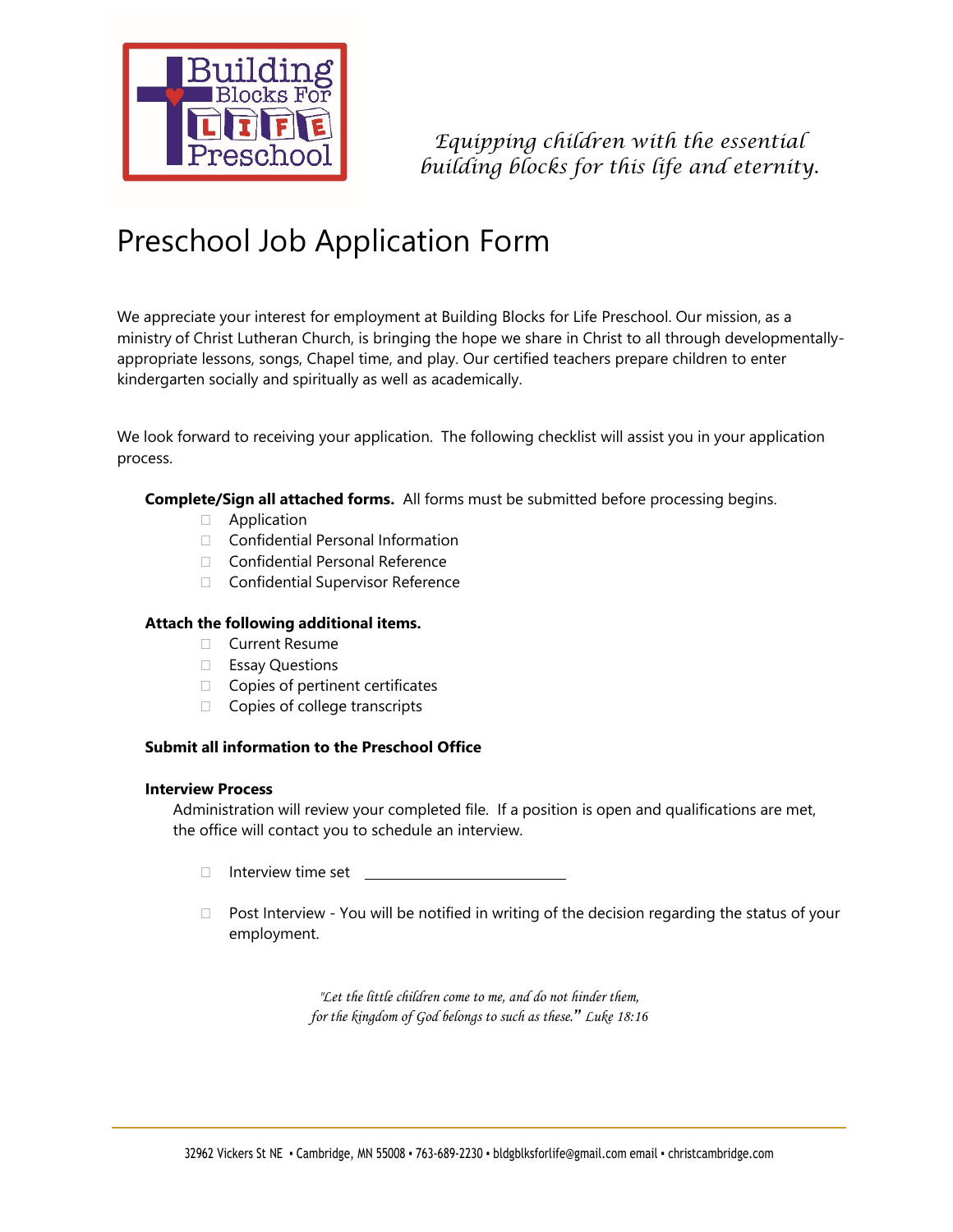*Equipping children with the essential building blocks for this life and eternity.*

# Preschool Job Application Form

We appreciate your interest for employment at Building Blocks for Life Preschool. Our mission, as a ministry of Christ Lutheran Church, is bringing the hope we share in Christ to all through developmentally-appropriate lessons, songs, Chapel time, and play. Our certified teachers prepare children to enter kindergarten socially and spiritually as well as academically.

We look forward to receiving your application. The following checklist will assist you in your application process.

**Complete/Sign all attached forms.** All forms must be submitted before processing begins.

- ☐ Application
- ☐ Confidential Personal Information
- ☐ Confidential Personal Reference
- ☐ Confidential Supervisor Reference

**Attach the following additional items.**

- ☐ Current Resume
- ☐ Essay Questions
- ☐ Copies of pertinent certificates
- ☐ Copies of college transcripts

**Submit all information to the Preschool Office**

**Interview Process**

Administration will review your completed file. If a position is open and qualifications are met, the office will contact you to schedule an interview.

- ☐ Interview time set ______________________________

- ☐ Post Interview - You will be notified in writing of the decision regarding the status of your employment.

*"Let the little children come to me, and do not hinder them, for the kingdom of God belongs to such as these." Luke 18:16*

32962 Vickers St NE ▪ Cambridge, MN 55008 ▪ 763-689-2230 ▪ bldgblksforlife@gmail.com email ▪ christcambridge.com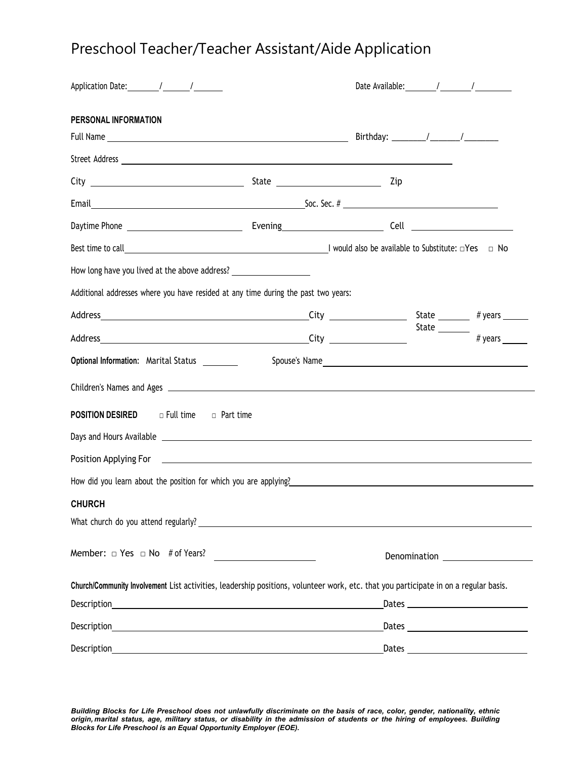# Preschool Teacher/Teacher Assistant/Aide Application

Application Date: ______/______/______ Date Available: ______/______/______

**PERSONAL INFORMATION**

Full Name ____________________ Birthday: ______/______/______

Street Address ____________________

City ____________ State ____________ Zip

Email ____________________ Soc. Sec. # ____________________

Daytime Phone ____________ Evening ____________ Cell ____________

Best time to call ____________________ I would also be available to Substitute: □ Yes □ No

How long have you lived at the above address? ____________

Additional addresses where you have resided at any time during the past two years:

Address ____________________ City ____________ State ______ # years ______

Address ____________________ City ____________ State ______ # years ______

**Optional Information:** Marital Status ______ Spouse's Name ____________________

Children's Names and Ages ____________________

**POSITION DESIRED** □ Full time □ Part time

Days and Hours Available ____________________

Position Applying For ____________________

How did you learn about the position for which you are applying? ____________________

**CHURCH**

What church do you attend regularly? ____________________

Member: □ Yes □ No # of Years? ____________ Denomination ____________

**Church/Community Involvement** List activities, leadership positions, volunteer work, etc. that you participate in on a regular basis.

Description ____________________ Dates ____________

Description ____________________ Dates ____________

Description ____________________ Dates ____________

***Building Blocks for Life Preschool does not unlawfully discriminate on the basis of race, color, gender, nationality, ethnic origin, marital status, age, military status, or disability in the admission of students or the hiring of employees. Building Blocks for Life Preschool is an Equal Opportunity Employer (EOE).***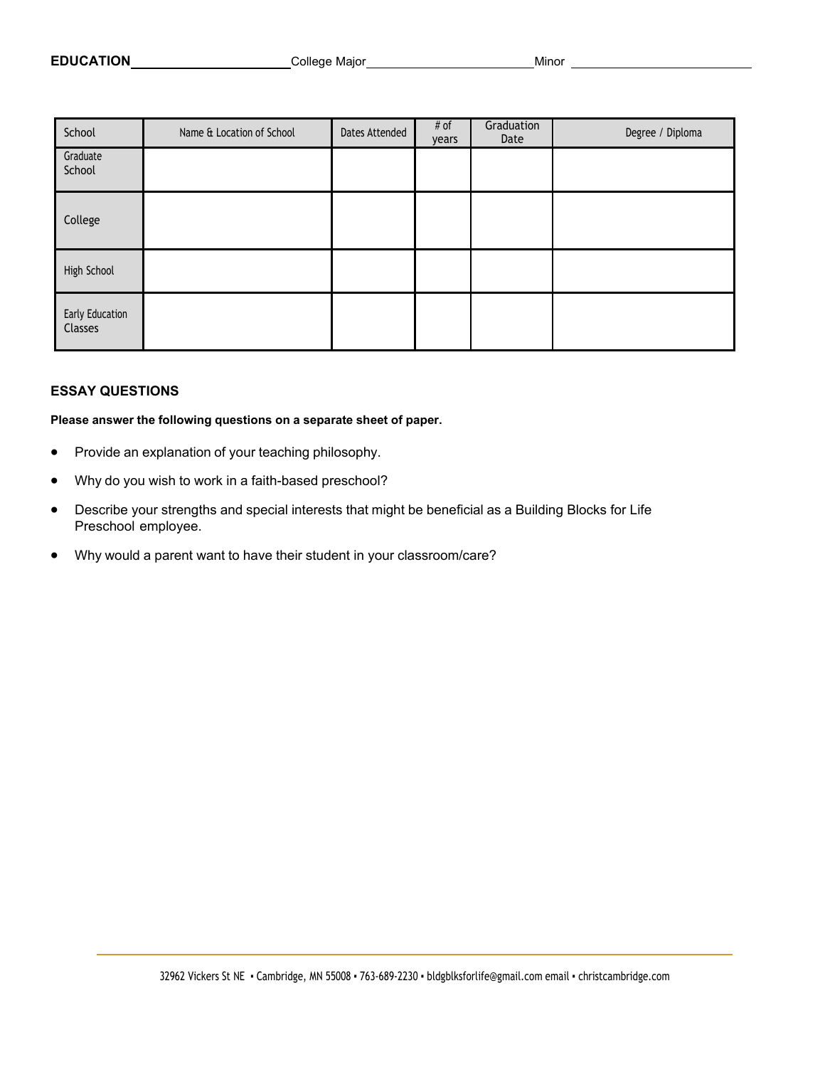**EDUCATION**\_\_\_\_\_\_\_\_\_\_\_\_\_\_\_\_\_\_\_\_\_\_ College Major\_\_\_\_\_\_\_\_\_\_\_\_\_\_\_\_\_\_\_\_\_\_\_\_ Minor \_\_\_\_\_\_\_\_\_\_\_\_\_\_\_\_\_\_\_\_\_\_\_\_\_\_

| School | Name & Location of School | Dates Attended | # of years | Graduation Date | Degree / Diploma |
|---|---|---|---|---|---|
| Graduate School | | | | | |
| College | | | | | |
| High School | | | | | |
| Early Education Classes | | | | | |

## ESSAY QUESTIONS

**Please answer the following questions on a separate sheet of paper.**

- Provide an explanation of your teaching philosophy.
- Why do you wish to work in a faith-based preschool?
- Describe your strengths and special interests that might be beneficial as a Building Blocks for Life Preschool employee.
- Why would a parent want to have their student in your classroom/care?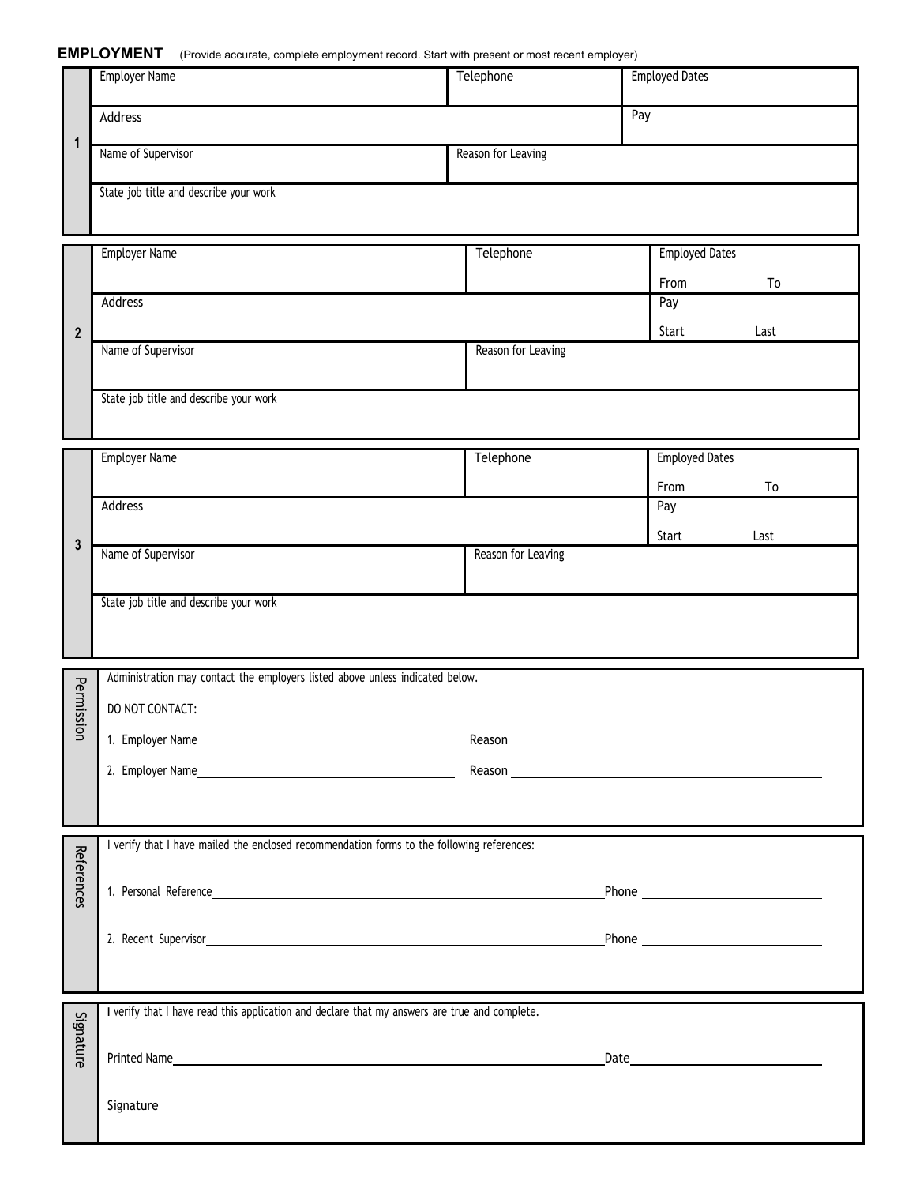## EMPLOYMENT (Provide accurate, complete employment record. Start with present or most recent employer)

| | | | |
|---|---|---|---|
| 1 | Employer Name | Telephone | Employed Dates |
| | Address | | Pay |
| | Name of Supervisor | Reason for Leaving | |
| | State job title and describe your work | | |

| | | | |
|---|---|---|---|
| 2 | Employer Name | Telephone | Employed Dates<br>From To |
| | Address | | Pay<br>Start Last |
| | Name of Supervisor | Reason for Leaving | |
| | State job title and describe your work | | |

| | | | |
|---|---|---|---|
| 3 | Employer Name | Telephone | Employed Dates<br>From To |
| | Address | | Pay<br>Start Last |
| | Name of Supervisor | Reason for Leaving | |
| | State job title and describe your work | | |

**Permission**

Administration may contact the employers listed above unless indicated below.

DO NOT CONTACT:

1. Employer Name ______________________ Reason ______________________

2. Employer Name ______________________ Reason ______________________

**References**

I verify that I have mailed the enclosed recommendation forms to the following references:

1. Personal Reference ______________________ Phone ______________________

2. Recent Supervisor ______________________ Phone ______________________

**Signature**

I verify that I have read this application and declare that my answers are true and complete.

Printed Name ______________________ Date ______________________

Signature ______________________